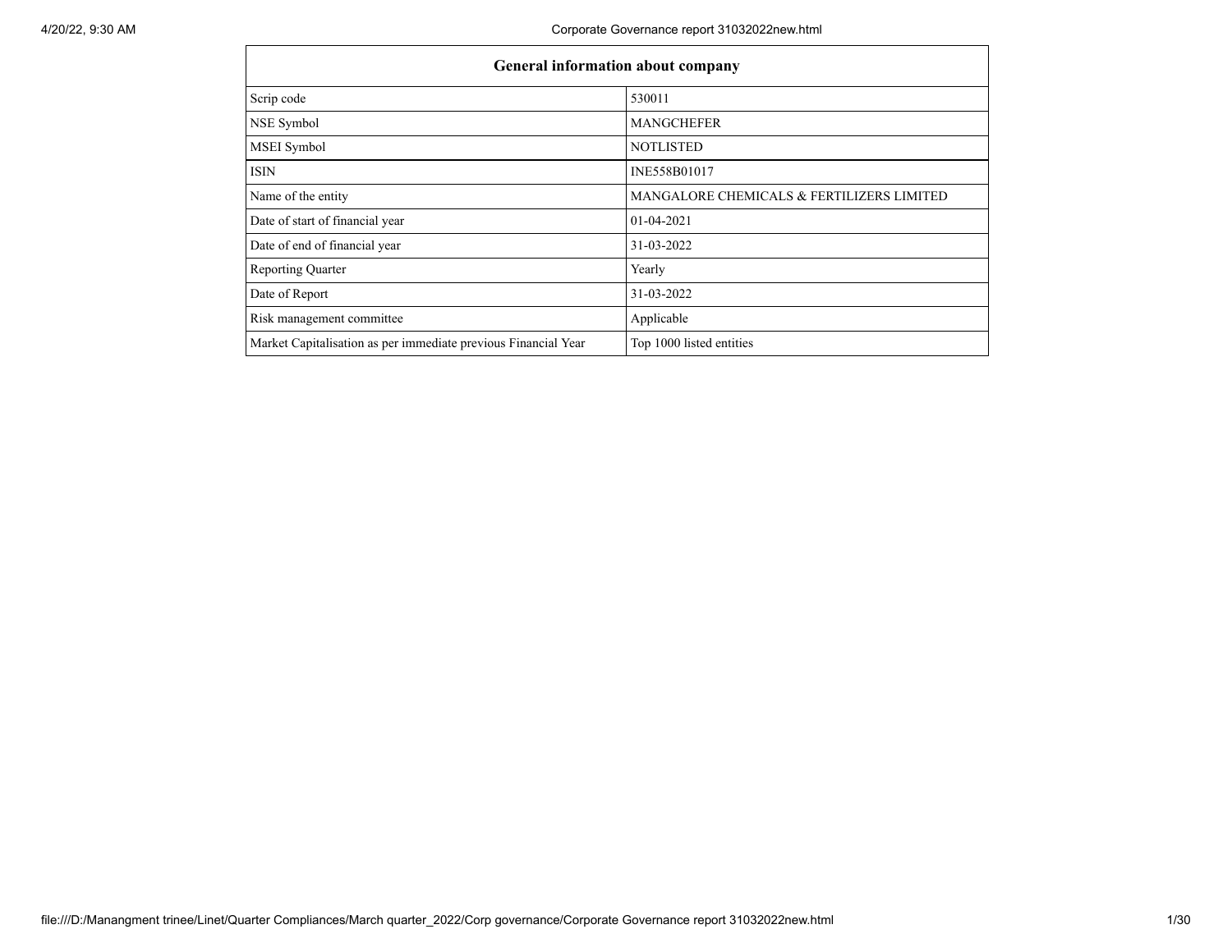| General information about company | |
|---|---|
| Scrip code | 530011 |
| NSE Symbol | MANGCHEFER |
| MSEI Symbol | NOTLISTED |
| ISIN | INE558B01017 |
| Name of the entity | MANGALORE CHEMICALS & FERTILIZERS LIMITED |
| Date of start of financial year | 01-04-2021 |
| Date of end of financial year | 31-03-2022 |
| Reporting Quarter | Yearly |
| Date of Report | 31-03-2022 |
| Risk management committee | Applicable |
| Market Capitalisation as per immediate previous Financial Year | Top 1000 listed entities |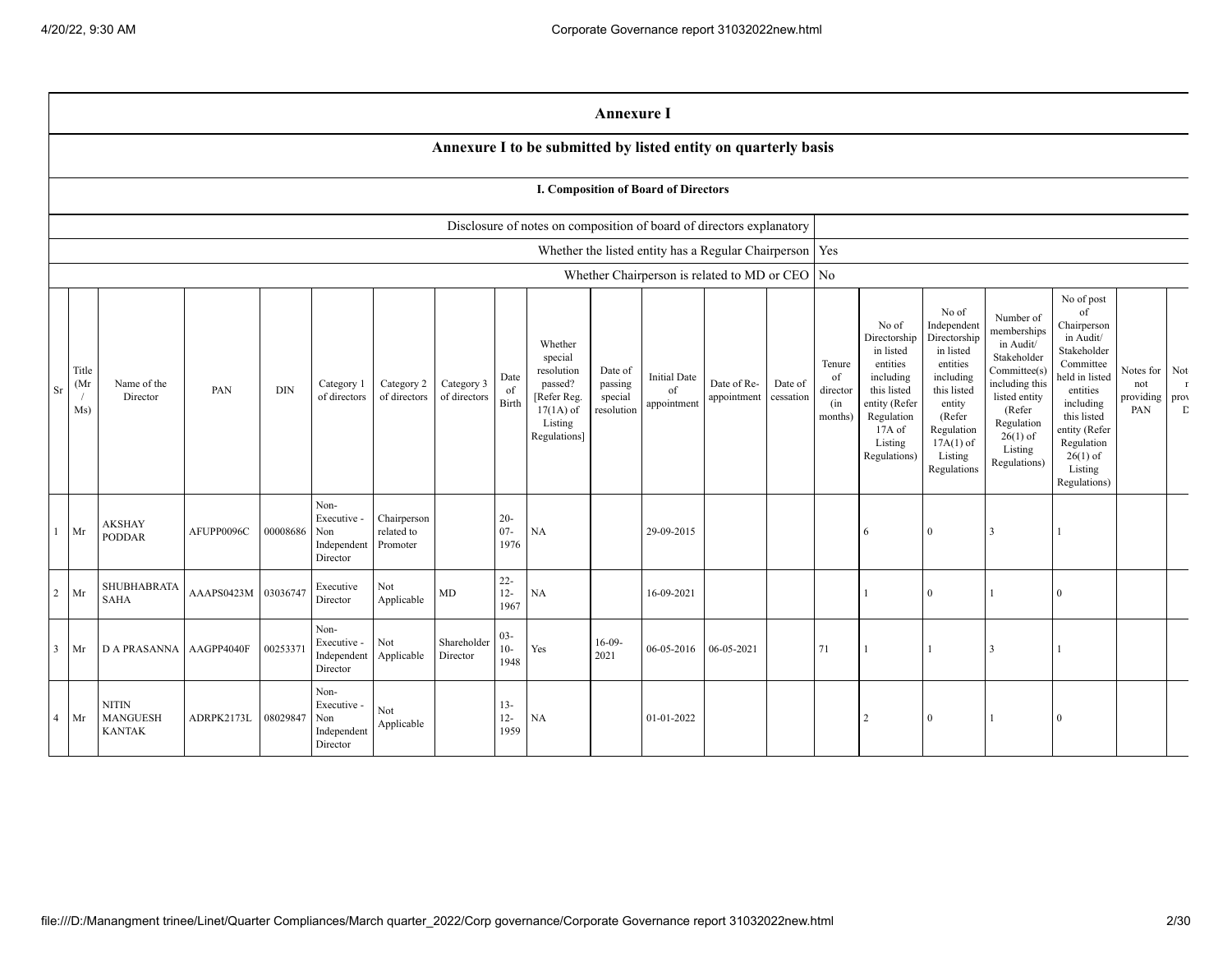## Annexure I

### Annexure I to be submitted by listed entity on quarterly basis

#### I. Composition of Board of Directors

| | |
|---|---|
| Disclosure of notes on composition of board of directors explanatory | |
| Whether the listed entity has a Regular Chairperson | Yes |
| Whether Chairperson is related to MD or CEO | No |

| Sr | Title (Mr / Ms) | Name of the Director | PAN | DIN | Category 1 of directors | Category 2 of directors | Category 3 of directors | Date of Birth | Whether special resolution passed? [Refer Reg. 17(1A) of Listing Regulations] | Date of passing special resolution | Initial Date of appointment | Date of Re-appointment | Date of cessation | Tenure of director (in months) | No of Directorship in listed entities including this listed entity (Refer Regulation 17A of Listing Regulations) | No of Independent Directorship in listed entities including this listed entity (Refer Regulation 17A(1) of Listing Regulations | Number of memberships in Audit/ Stakeholder Committee(s) including this listed entity (Refer Regulation 26(1) of Listing Regulations) | No of post of Chairperson in Audit/ Stakeholder Committee held in listed entities including this listed entity (Refer Regulation 26(1) of Listing Regulations) | Notes for not providing PAN | Not r prov D |
|---|---|---|---|---|---|---|---|---|---|---|---|---|---|---|---|---|---|---|---|---|
| 1 | Mr | AKSHAY PODDAR | AFUPP0096C | 00008686 | Non-Executive - Non Independent Director | Chairperson related to Promoter | | 20-07-1976 | NA | | 29-09-2015 | | | | 6 | 0 | 3 | 1 | | |
| 2 | Mr | SHUBHABRATA SAHA | AAAPS0423M | 03036747 | Executive Director | Not Applicable | MD | 22-12-1967 | NA | | 16-09-2021 | | | | 1 | 0 | 1 | 0 | | |
| 3 | Mr | D A PRASANNA | AAGPP4040F | 00253371 | Non-Executive - Independent Director | Not Applicable | Shareholder Director | 03-10-1948 | Yes | 16-09-2021 | 06-05-2016 | 06-05-2021 | | 71 | 1 | 1 | 3 | 1 | | |
| 4 | Mr | NITIN MANGUESH KANTAK | ADRPK2173L | 08029847 | Non-Executive - Non Independent Director | Not Applicable | | 13-12-1959 | NA | | 01-01-2022 | | | | 2 | 0 | 1 | 0 | | |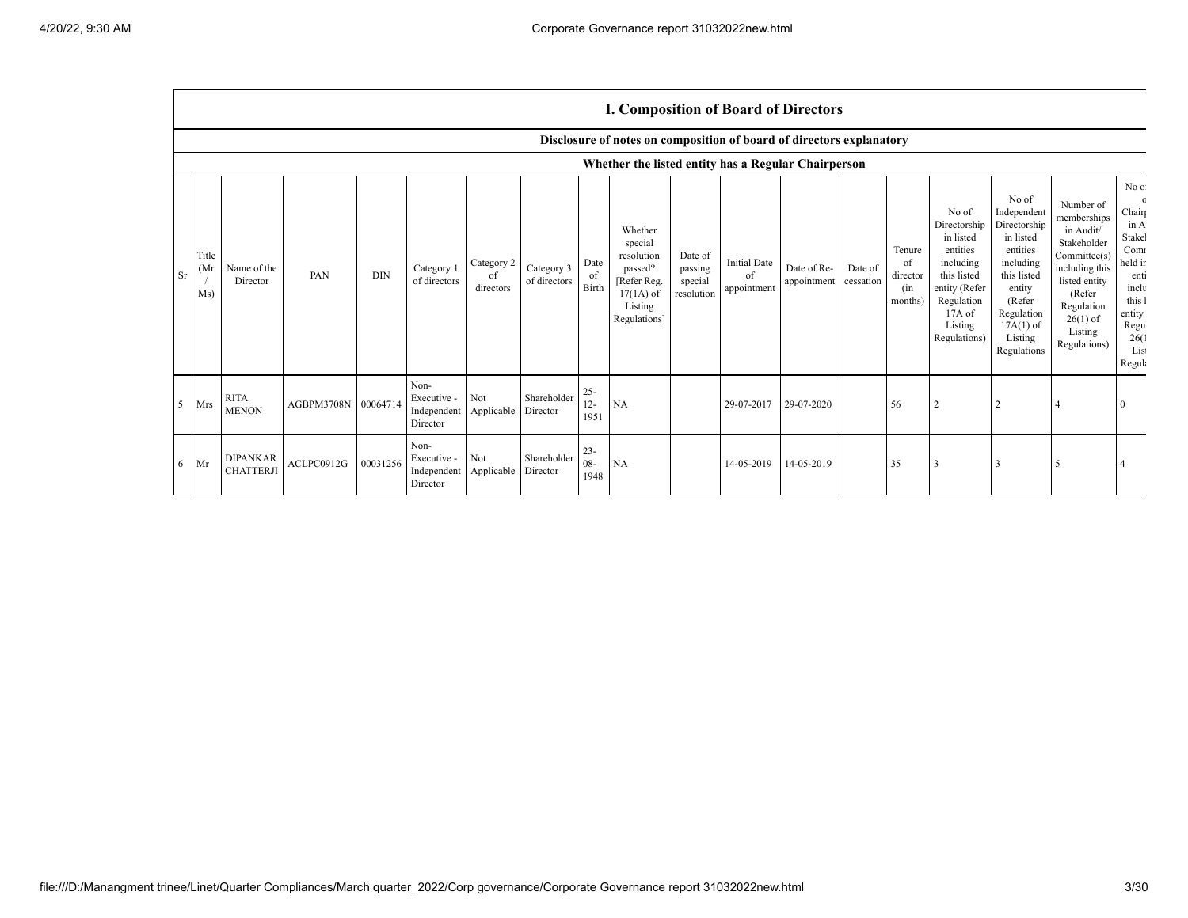## I. Composition of Board of Directors

### Disclosure of notes on composition of board of directors explanatory

### Whether the listed entity has a Regular Chairperson

| Sr | Title (Mr / Ms) | Name of the Director | PAN | DIN | Category 1 of directors | Category 2 of directors | Category 3 of directors | Date of Birth | Whether special resolution passed? [Refer Reg. 17(1A) of Listing Regulations] | Date of passing special resolution | Initial Date of appointment | Date of Re-appointment | Date of cessation | Tenure of director (in months) | No of Directorship in listed entities including this listed entity (Refer Regulation 17A of Listing Regulations) | No of Independent Directorship in listed entities including this listed entity (Refer Regulation 17A(1) of Listing Regulations | Number of memberships in Audit/ Stakeholder Committee(s) including this listed entity (Refer Regulation 26(1) of Listing Regulations) | No of post of Chairperson in Audit/ Stakeholder Committee held in listed entities including this listed entity (Refer Regulation 26(1) of Listing Regulations) |
|---|---|---|---|---|---|---|---|---|---|---|---|---|---|---|---|---|---|---|
| 5 | Mrs | RITA MENON | AGBPM3708N | 00064714 | Non-Executive - Independent Director | Not Applicable | Shareholder Director | 25-12-1951 | NA | | 29-07-2017 | 29-07-2020 | | 56 | 2 | 2 | 4 | 0 |
| 6 | Mr | DIPANKAR CHATTERJI | ACLPC0912G | 00031256 | Non-Executive - Independent Director | Not Applicable | Shareholder Director | 23-08-1948 | NA | | 14-05-2019 | 14-05-2019 | | 35 | 3 | 3 | 5 | 4 |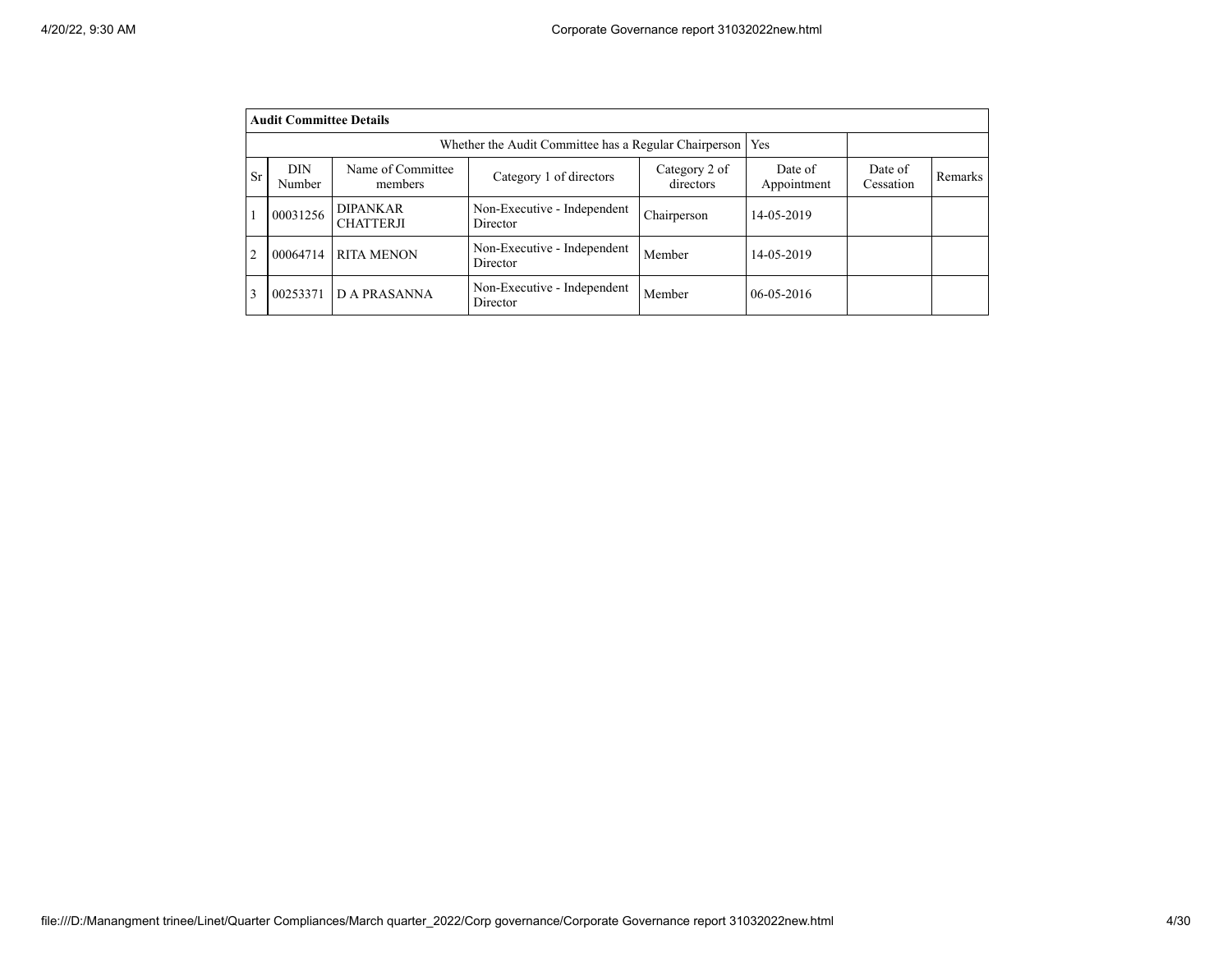**Audit Committee Details**

| | | | | | | | |
|---|---|---|---|---|---|---|---|
| | | | Whether the Audit Committee has a Regular Chairperson | | Yes | | |
| Sr | DIN Number | Name of Committee members | Category 1 of directors | Category 2 of directors | Date of Appointment | Date of Cessation | Remarks |
| 1 | 00031256 | DIPANKAR CHATTERJI | Non-Executive - Independent Director | Chairperson | 14-05-2019 | | |
| 2 | 00064714 | RITA MENON | Non-Executive - Independent Director | Member | 14-05-2019 | | |
| 3 | 00253371 | D A PRASANNA | Non-Executive - Independent Director | Member | 06-05-2016 | | |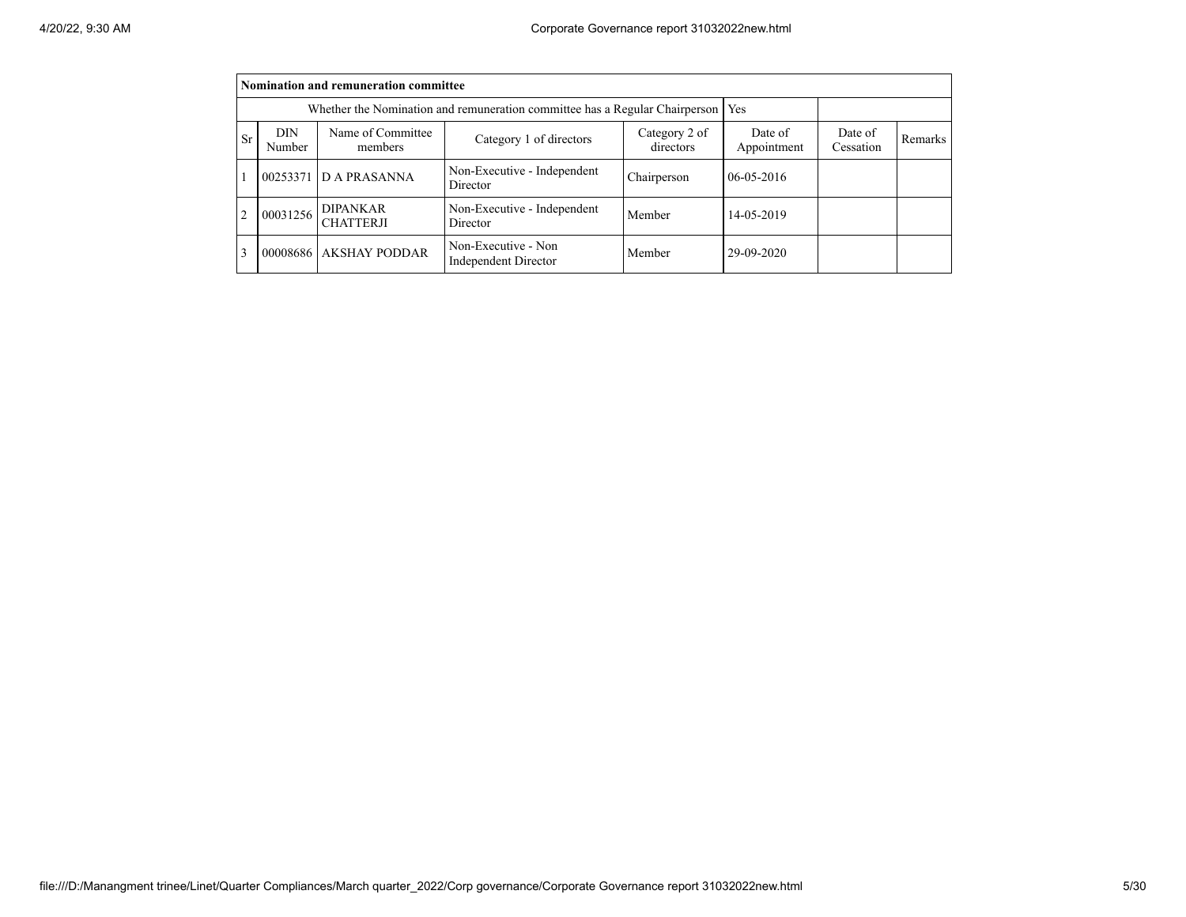| Nomination and remuneration committee | | | | | | | |
|---|---|---|---|---|---|---|---|
| Whether the Nomination and remuneration committee has a Regular Chairperson | | | | | Yes | | |
| Sr | DIN Number | Name of Committee members | Category 1 of directors | Category 2 of directors | Date of Appointment | Date of Cessation | Remarks |
| 1 | 00253371 | D A PRASANNA | Non-Executive - Independent Director | Chairperson | 06-05-2016 | | |
| 2 | 00031256 | DIPANKAR CHATTERJI | Non-Executive - Independent Director | Member | 14-05-2019 | | |
| 3 | 00008686 | AKSHAY PODDAR | Non-Executive - Non Independent Director | Member | 29-09-2020 | | |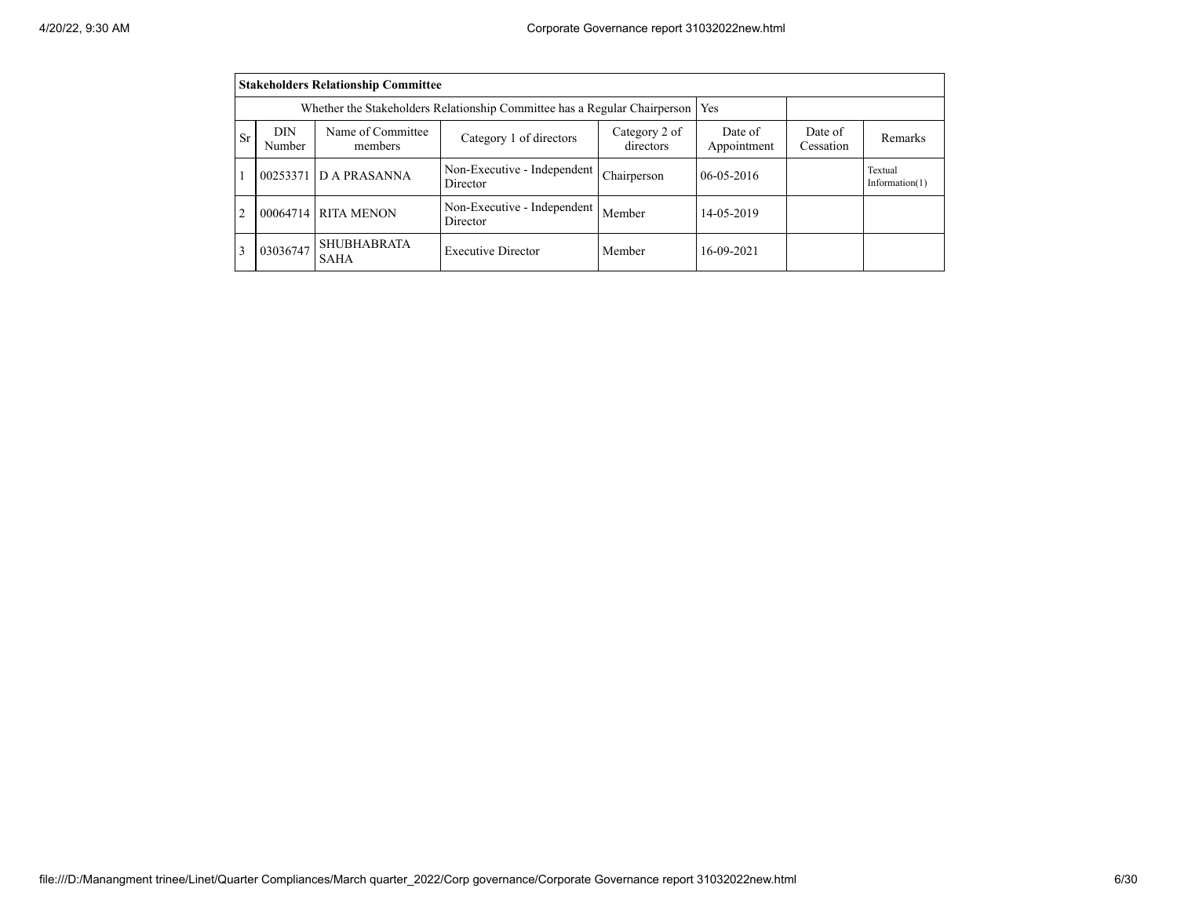| Stakeholders Relationship Committee | | | | | | | |
|---|---|---|---|---|---|---|---|
| Whether the Stakeholders Relationship Committee has a Regular Chairperson | | | | | Yes | | |
| Sr | DIN Number | Name of Committee members | Category 1 of directors | Category 2 of directors | Date of Appointment | Date of Cessation | Remarks |
| 1 | 00253371 | D A PRASANNA | Non-Executive - Independent Director | Chairperson | 06-05-2016 | | Textual Information(1) |
| 2 | 00064714 | RITA MENON | Non-Executive - Independent Director | Member | 14-05-2019 | | |
| 3 | 03036747 | SHUBHABRATA SAHA | Executive Director | Member | 16-09-2021 | | |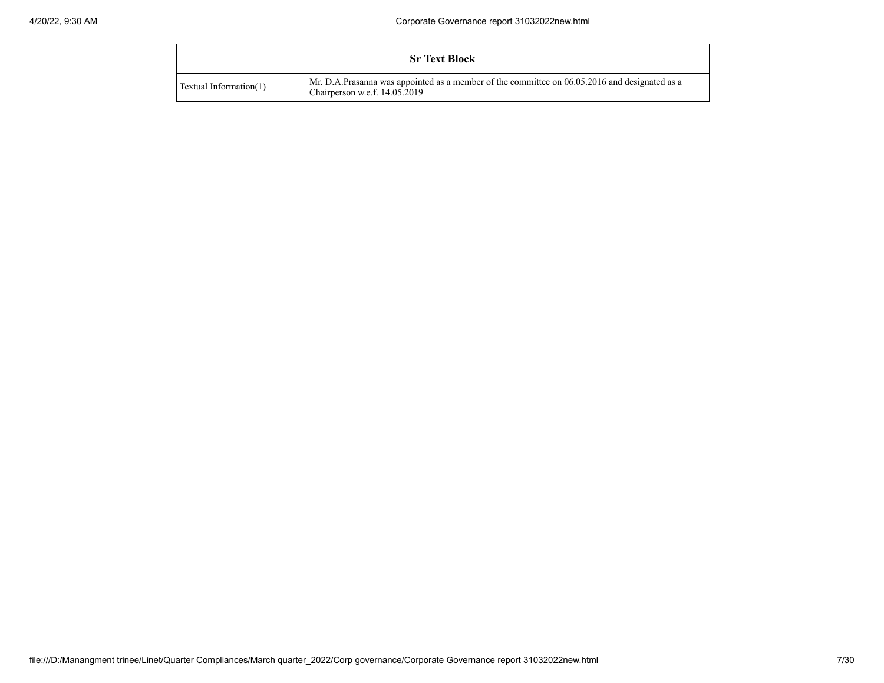| Sr Text Block | |
|---|---|
| Textual Information(1) | Mr. D.A.Prasanna was appointed as a member of the committee on 06.05.2016 and designated as a Chairperson w.e.f. 14.05.2019 |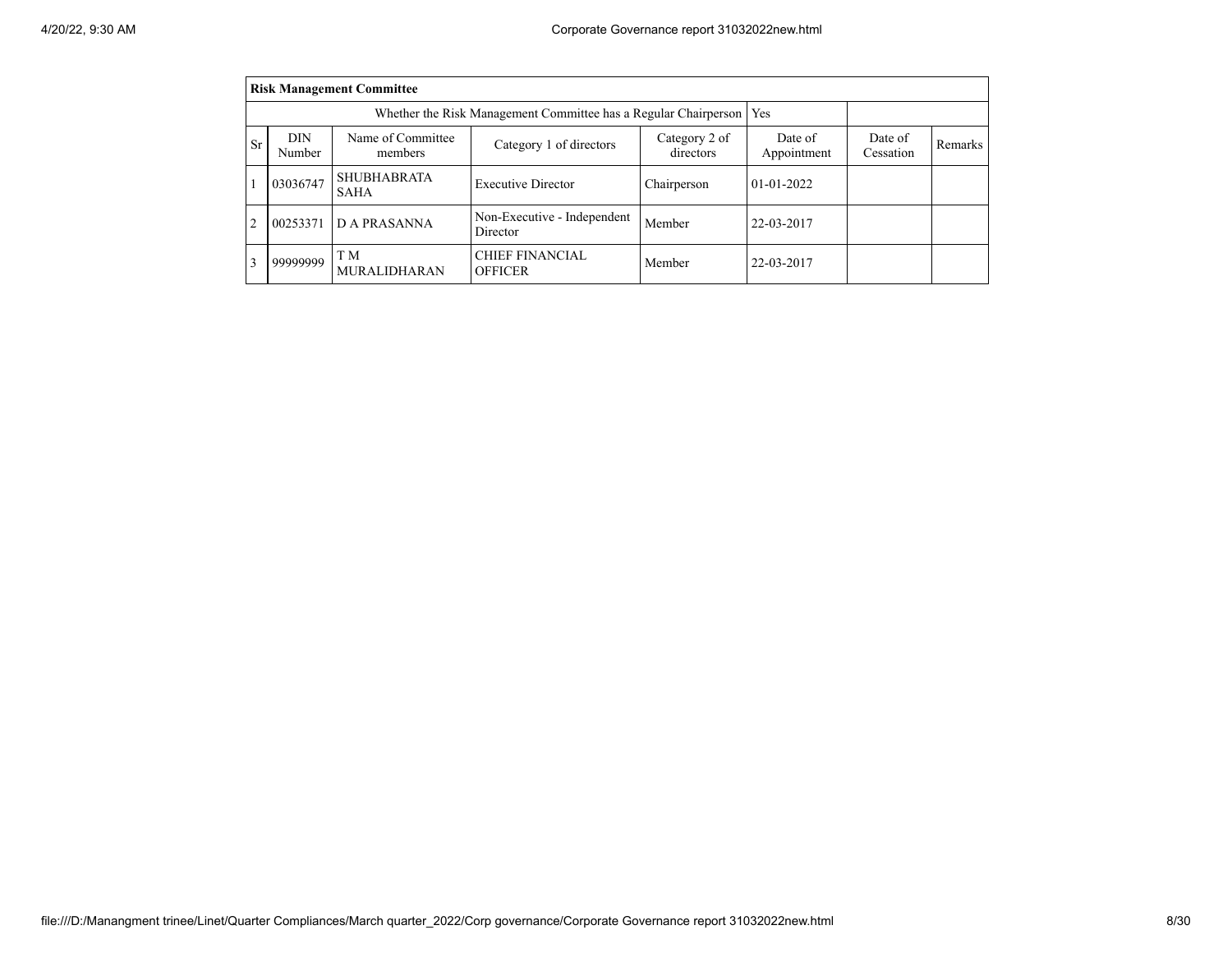**Risk Management Committee**

| Whether the Risk Management Committee has a Regular Chairperson | | | | | Yes | | |
|---|---|---|---|---|---|---|---|
| Sr | DIN Number | Name of Committee members | Category 1 of directors | Category 2 of directors | Date of Appointment | Date of Cessation | Remarks |
| 1 | 03036747 | SHUBHABRATA SAHA | Executive Director | Chairperson | 01-01-2022 | | |
| 2 | 00253371 | D A PRASANNA | Non-Executive - Independent Director | Member | 22-03-2017 | | |
| 3 | 99999999 | T M MURALIDHARAN | CHIEF FINANCIAL OFFICER | Member | 22-03-2017 | | |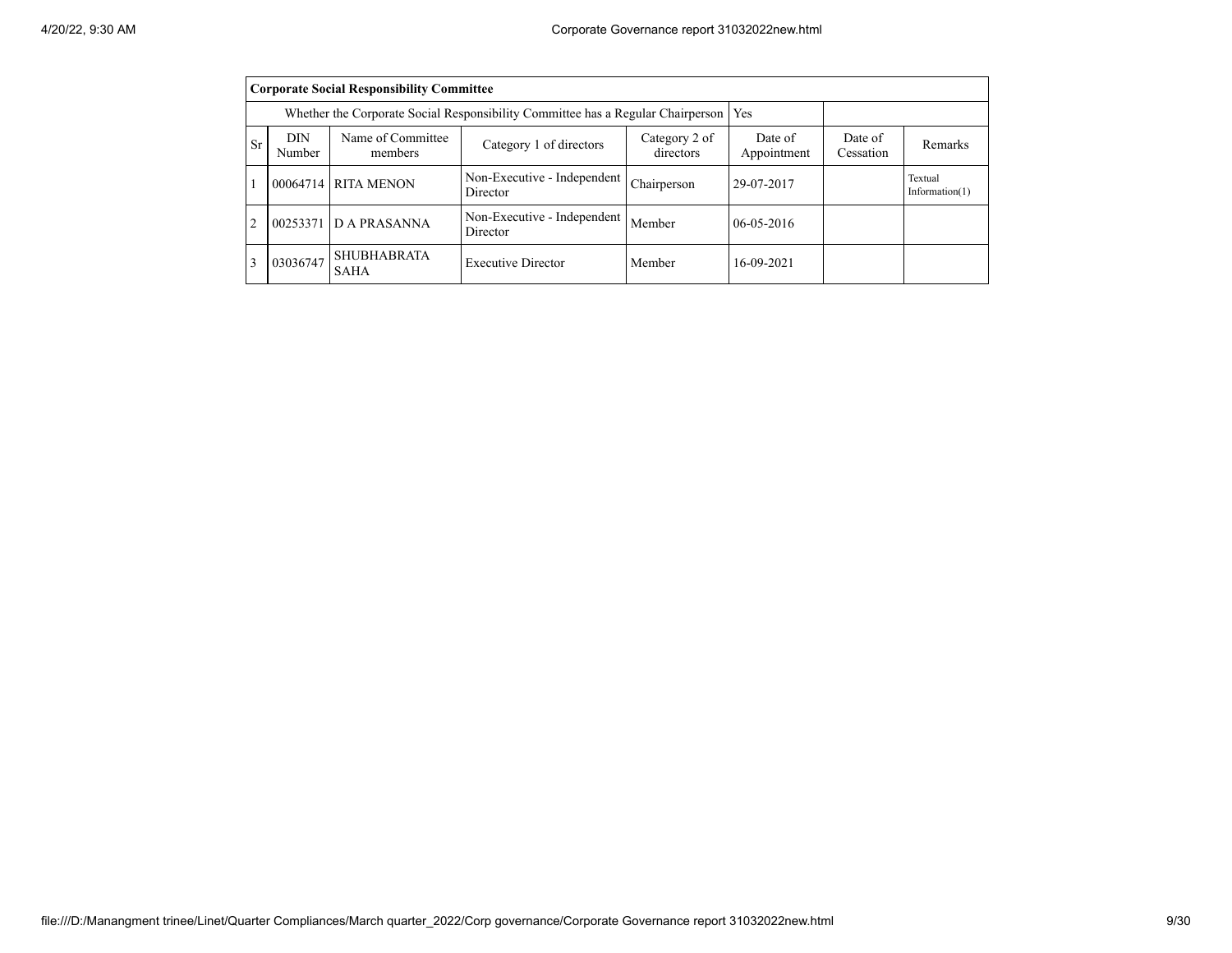| Corporate Social Responsibility Committee | | | | | | | |
|---|---|---|---|---|---|---|---|
| Whether the Corporate Social Responsibility Committee has a Regular Chairperson | | | | | Yes | | |
| Sr | DIN Number | Name of Committee members | Category 1 of directors | Category 2 of directors | Date of Appointment | Date of Cessation | Remarks |
| 1 | 00064714 | RITA MENON | Non-Executive - Independent Director | Chairperson | 29-07-2017 | | Textual Information(1) |
| 2 | 00253371 | D A PRASANNA | Non-Executive - Independent Director | Member | 06-05-2016 | | |
| 3 | 03036747 | SHUBHABRATA SAHA | Executive Director | Member | 16-09-2021 | | |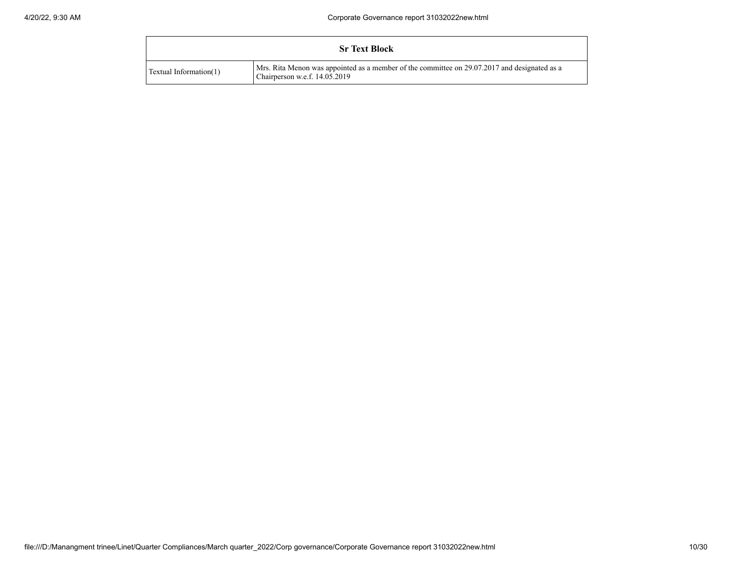| Sr Text Block | |
|---|---|
| Textual Information(1) | Mrs. Rita Menon was appointed as a member of the committee on 29.07.2017 and designated as a Chairperson w.e.f. 14.05.2019 |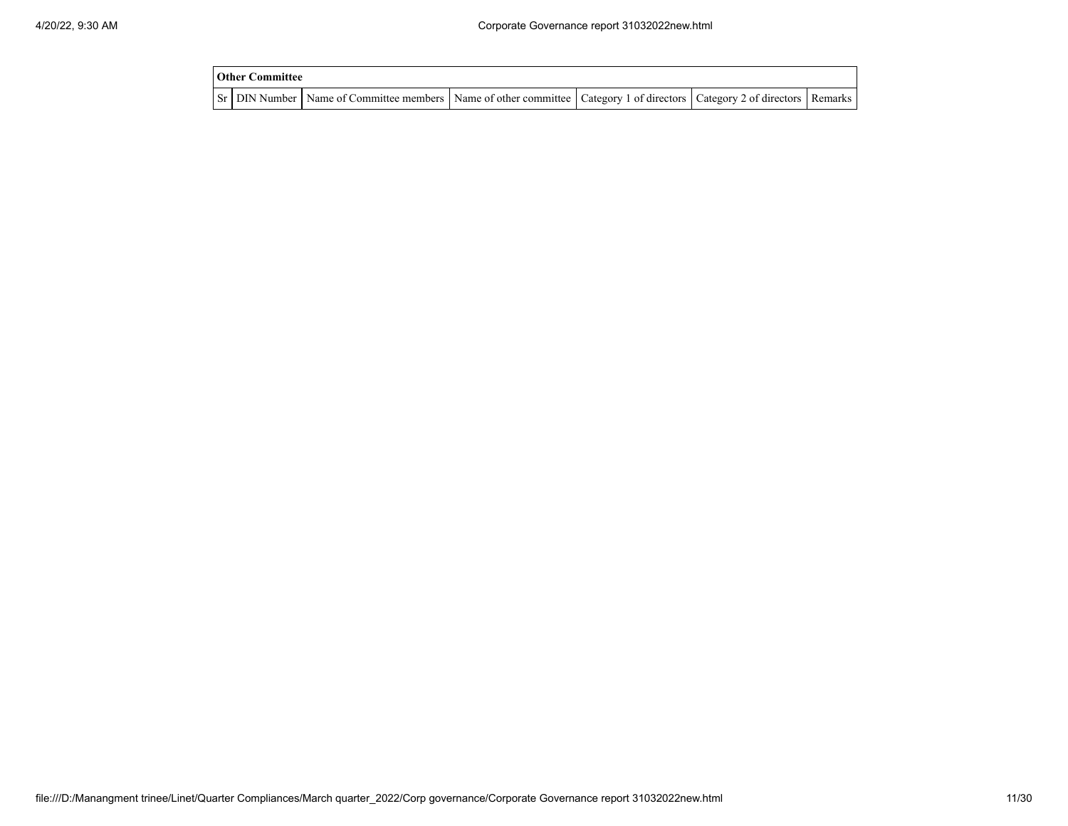**Other Committee**

| Sr | DIN Number | Name of Committee members | Name of other committee | Category 1 of directors | Category 2 of directors | Remarks |
|---|---|---|---|---|---|---|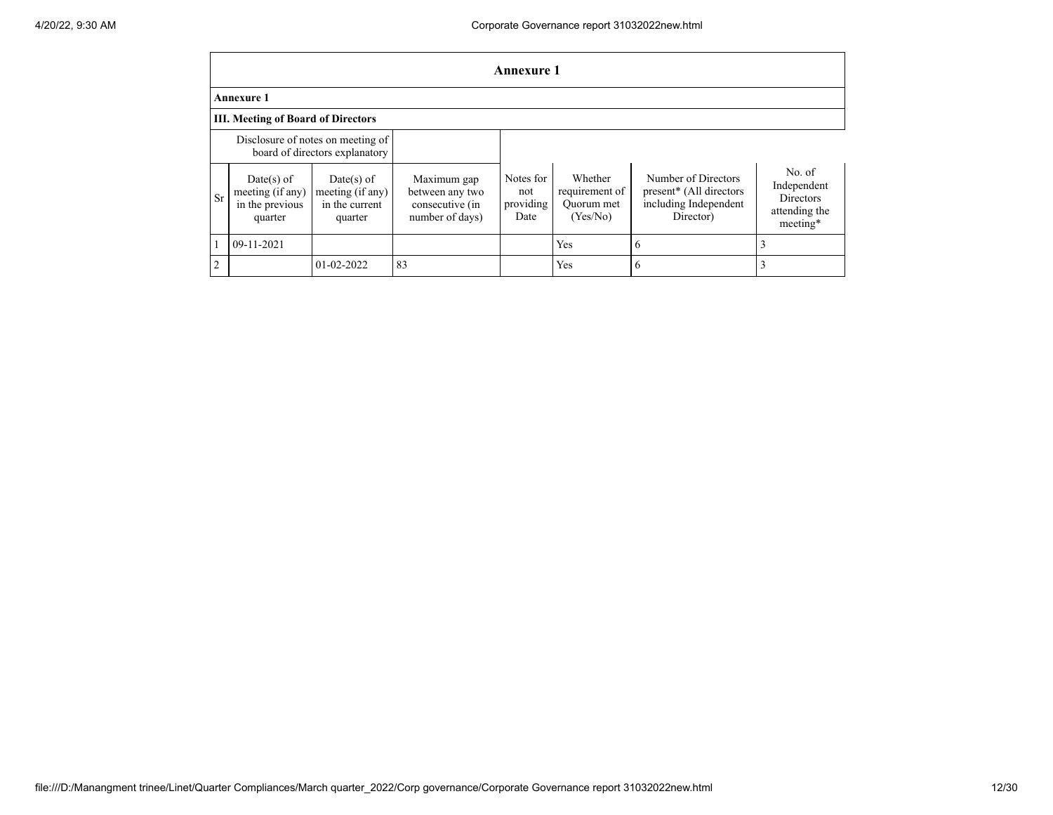# Annexure 1

**Annexure 1**

**III. Meeting of Board of Directors**

| Disclosure of notes on meeting of board of directors explanatory | | | | | | | |
|---|---|---|---|---|---|---|---|
| Sr | Date(s) of meeting (if any) in the previous quarter | Date(s) of meeting (if any) in the current quarter | Maximum gap between any two consecutive (in number of days) | Notes for not providing Date | Whether requirement of Quorum met (Yes/No) | Number of Directors present* (All directors including Independent Director) | No. of Independent Directors attending the meeting* |
| 1 | 09-11-2021 | | | | Yes | 6 | 3 |
| 2 | | 01-02-2022 | 83 | | Yes | 6 | 3 |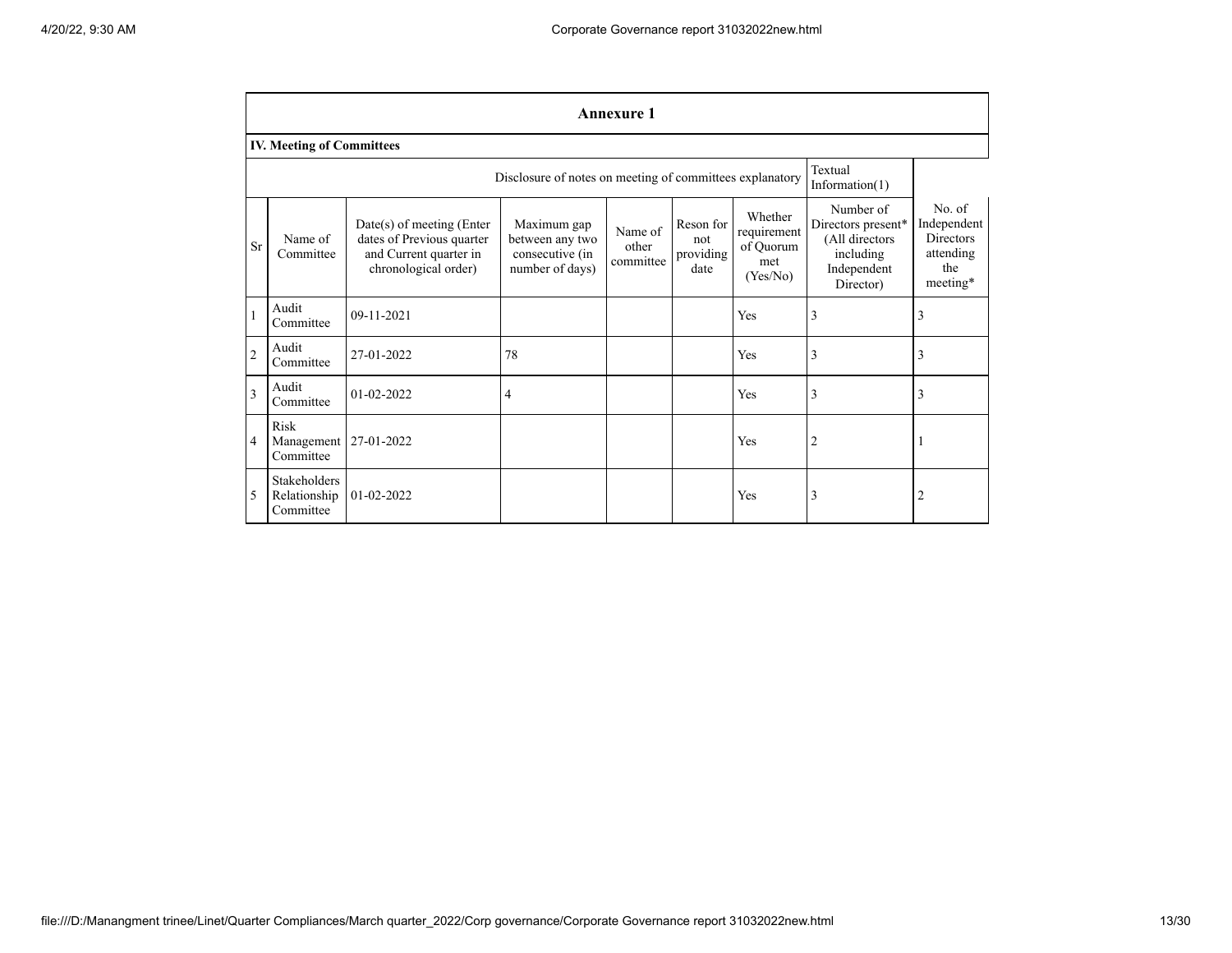## Annexure 1

### IV. Meeting of Committees

Disclosure of notes on meeting of committees explanatory: Textual Information(1)

| Sr | Name of Committee | Date(s) of meeting (Enter dates of Previous quarter and Current quarter in chronological order) | Maximum gap between any two consecutive (in number of days) | Name of other committee | Reson for not providing date | Whether requirement of Quorum met (Yes/No) | Number of Directors present* (All directors including Independent Director) | No. of Independent Directors attending the meeting* |
|---|---|---|---|---|---|---|---|---|
| 1 | Audit Committee | 09-11-2021 | | | | Yes | 3 | 3 |
| 2 | Audit Committee | 27-01-2022 | 78 | | | Yes | 3 | 3 |
| 3 | Audit Committee | 01-02-2022 | 4 | | | Yes | 3 | 3 |
| 4 | Risk Management Committee | 27-01-2022 | | | | Yes | 2 | 1 |
| 5 | Stakeholders Relationship Committee | 01-02-2022 | | | | Yes | 3 | 2 |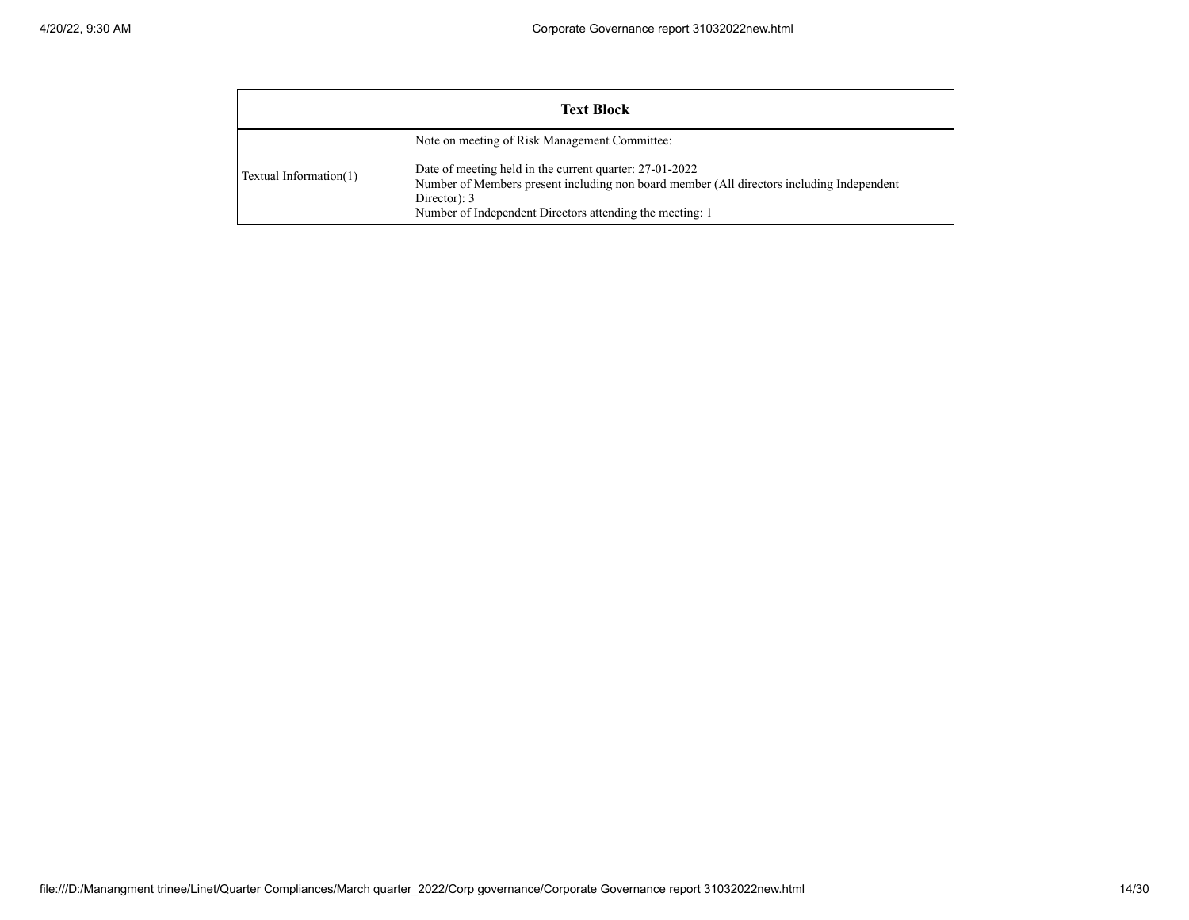| Text Block | |
|---|---|
| Textual Information(1) | Note on meeting of Risk Management Committee:<br><br>Date of meeting held in the current quarter: 27-01-2022<br>Number of Members present including non board member (All directors including Independent Director): 3<br>Number of Independent Directors attending the meeting: 1 |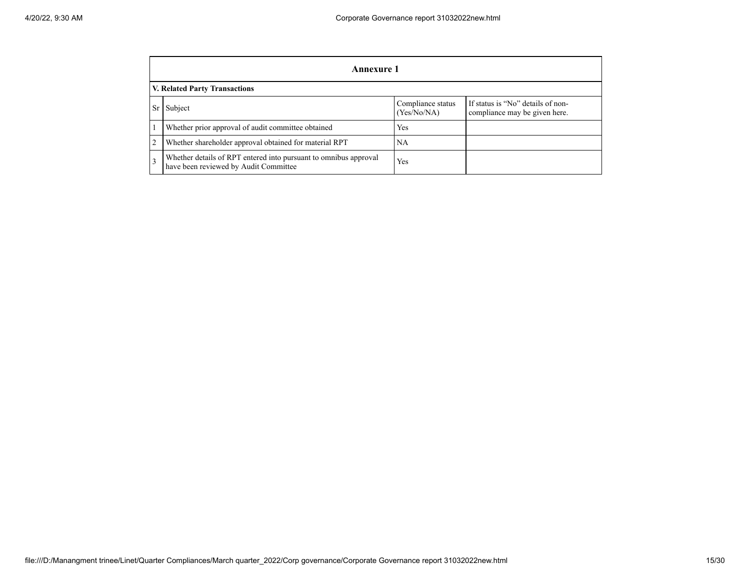## Annexure 1

### V. Related Party Transactions

| Sr | Subject | Compliance status (Yes/No/NA) | If status is "No" details of non-compliance may be given here. |
|---|---|---|---|
| 1 | Whether prior approval of audit committee obtained | Yes | |
| 2 | Whether shareholder approval obtained for material RPT | NA | |
| 3 | Whether details of RPT entered into pursuant to omnibus approval have been reviewed by Audit Committee | Yes | |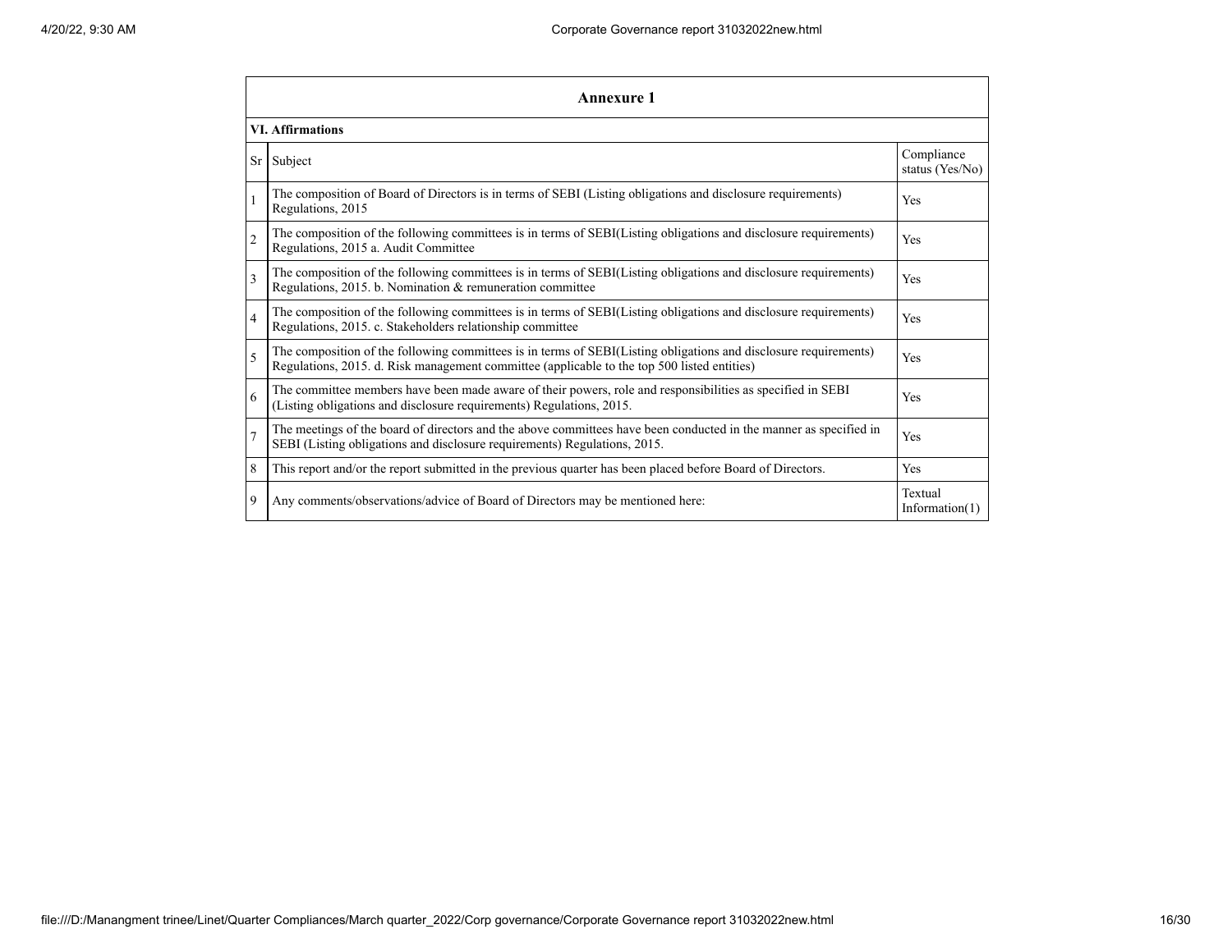## Annexure 1

### VI. Affirmations

| Sr | Subject | Compliance status (Yes/No) |
|---|---|---|
| 1 | The composition of Board of Directors is in terms of SEBI (Listing obligations and disclosure requirements) Regulations, 2015 | Yes |
| 2 | The composition of the following committees is in terms of SEBI(Listing obligations and disclosure requirements) Regulations, 2015 a. Audit Committee | Yes |
| 3 | The composition of the following committees is in terms of SEBI(Listing obligations and disclosure requirements) Regulations, 2015. b. Nomination & remuneration committee | Yes |
| 4 | The composition of the following committees is in terms of SEBI(Listing obligations and disclosure requirements) Regulations, 2015. c. Stakeholders relationship committee | Yes |
| 5 | The composition of the following committees is in terms of SEBI(Listing obligations and disclosure requirements) Regulations, 2015. d. Risk management committee (applicable to the top 500 listed entities) | Yes |
| 6 | The committee members have been made aware of their powers, role and responsibilities as specified in SEBI (Listing obligations and disclosure requirements) Regulations, 2015. | Yes |
| 7 | The meetings of the board of directors and the above committees have been conducted in the manner as specified in SEBI (Listing obligations and disclosure requirements) Regulations, 2015. | Yes |
| 8 | This report and/or the report submitted in the previous quarter has been placed before Board of Directors. | Yes |
| 9 | Any comments/observations/advice of Board of Directors may be mentioned here: | Textual Information(1) |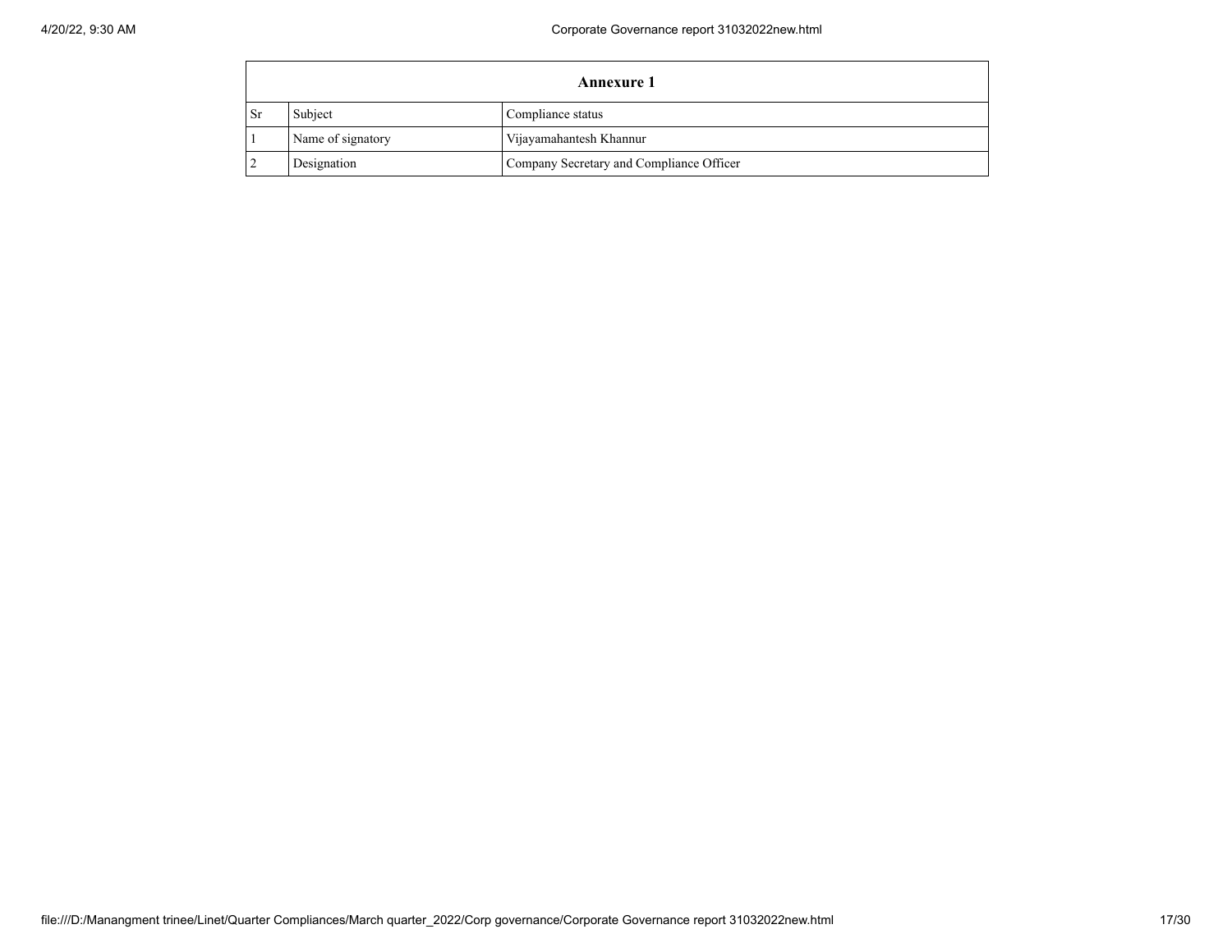| Annexure 1 | | |
|---|---|---|
| Sr | Subject | Compliance status |
| 1 | Name of signatory | Vijayamahantesh Khannur |
| 2 | Designation | Company Secretary and Compliance Officer |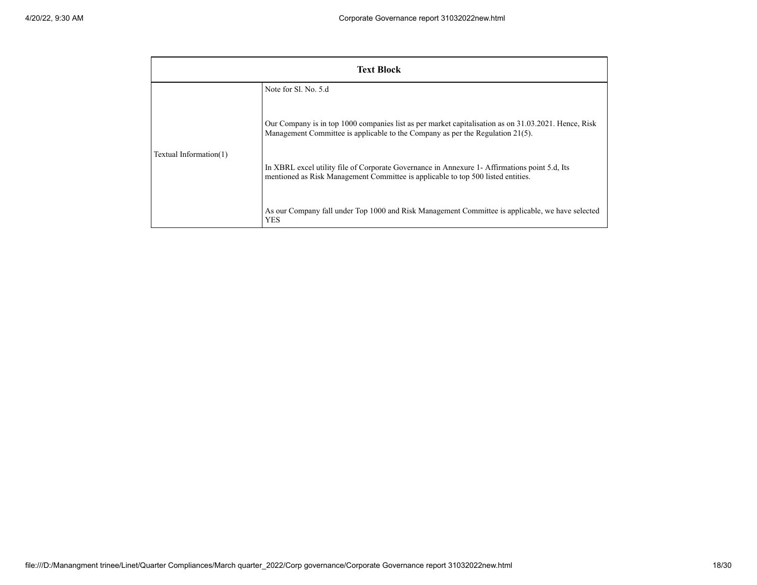| Text Block | |
|---|---|
| Textual Information(1) | Note for Sl. No. 5.d<br><br>Our Company is in top 1000 companies list as per market capitalisation as on 31.03.2021. Hence, Risk Management Committee is applicable to the Company as per the Regulation 21(5).<br><br>In XBRL excel utility file of Corporate Governance in Annexure 1- Affirmations point 5.d, Its mentioned as Risk Management Committee is applicable to top 500 listed entities.<br><br>As our Company fall under Top 1000 and Risk Management Committee is applicable, we have selected YES |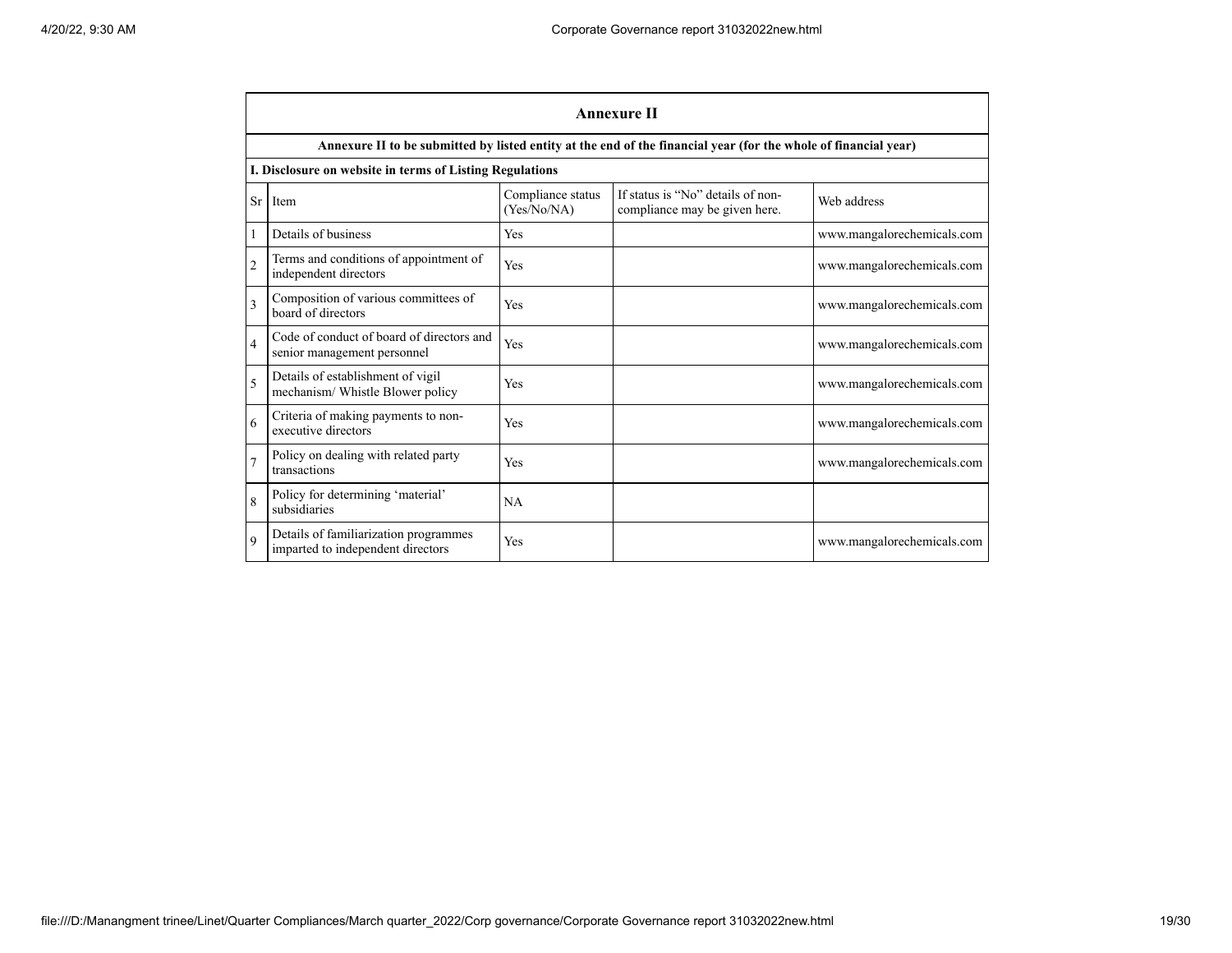## Annexure II

**Annexure II to be submitted by listed entity at the end of the financial year (for the whole of financial year)**

**I. Disclosure on website in terms of Listing Regulations**

| Sr | Item | Compliance status (Yes/No/NA) | If status is "No" details of non-compliance may be given here. | Web address |
|---|---|---|---|---|
| 1 | Details of business | Yes | | www.mangalorechemicals.com |
| 2 | Terms and conditions of appointment of independent directors | Yes | | www.mangalorechemicals.com |
| 3 | Composition of various committees of board of directors | Yes | | www.mangalorechemicals.com |
| 4 | Code of conduct of board of directors and senior management personnel | Yes | | www.mangalorechemicals.com |
| 5 | Details of establishment of vigil mechanism/ Whistle Blower policy | Yes | | www.mangalorechemicals.com |
| 6 | Criteria of making payments to non-executive directors | Yes | | www.mangalorechemicals.com |
| 7 | Policy on dealing with related party transactions | Yes | | www.mangalorechemicals.com |
| 8 | Policy for determining 'material' subsidiaries | NA | | |
| 9 | Details of familiarization programmes imparted to independent directors | Yes | | www.mangalorechemicals.com |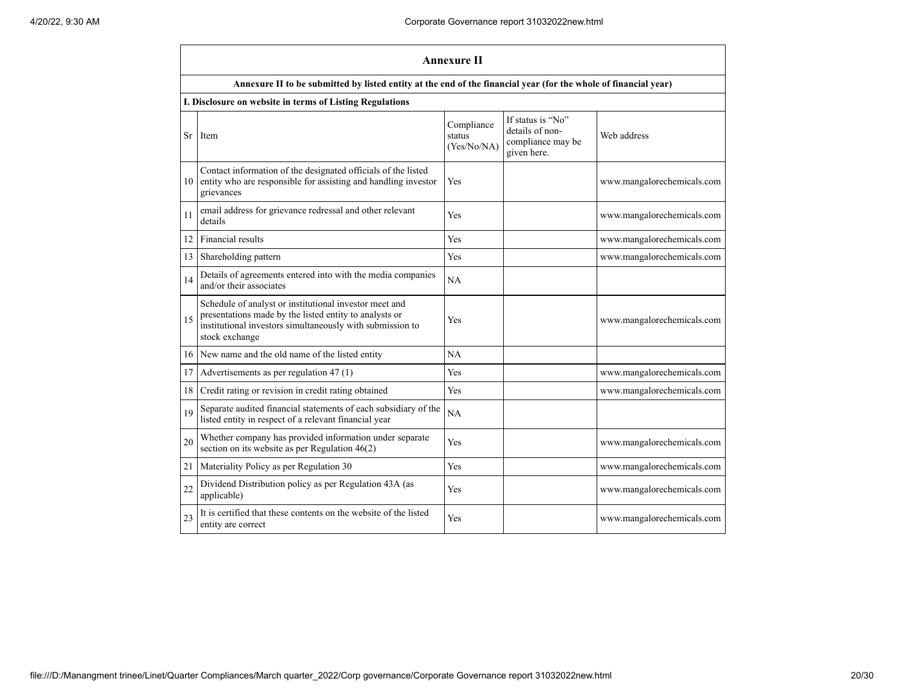## Annexure II

**Annexure II to be submitted by listed entity at the end of the financial year (for the whole of financial year)**

**I. Disclosure on website in terms of Listing Regulations**

| Sr | Item | Compliance status (Yes/No/NA) | If status is "No" details of non-compliance may be given here. | Web address |
|---|---|---|---|---|
| 10 | Contact information of the designated officials of the listed entity who are responsible for assisting and handling investor grievances | Yes | | www.mangalorechemicals.com |
| 11 | email address for grievance redressal and other relevant details | Yes | | www.mangalorechemicals.com |
| 12 | Financial results | Yes | | www.mangalorechemicals.com |
| 13 | Shareholding pattern | Yes | | www.mangalorechemicals.com |
| 14 | Details of agreements entered into with the media companies and/or their associates | NA | | |
| 15 | Schedule of analyst or institutional investor meet and presentations made by the listed entity to analysts or institutional investors simultaneously with submission to stock exchange | Yes | | www.mangalorechemicals.com |
| 16 | New name and the old name of the listed entity | NA | | |
| 17 | Advertisements as per regulation 47 (1) | Yes | | www.mangalorechemicals.com |
| 18 | Credit rating or revision in credit rating obtained | Yes | | www.mangalorechemicals.com |
| 19 | Separate audited financial statements of each subsidiary of the listed entity in respect of a relevant financial year | NA | | |
| 20 | Whether company has provided information under separate section on its website as per Regulation 46(2) | Yes | | www.mangalorechemicals.com |
| 21 | Materiality Policy as per Regulation 30 | Yes | | www.mangalorechemicals.com |
| 22 | Dividend Distribution policy as per Regulation 43A (as applicable) | Yes | | www.mangalorechemicals.com |
| 23 | It is certified that these contents on the website of the listed entity are correct | Yes | | www.mangalorechemicals.com |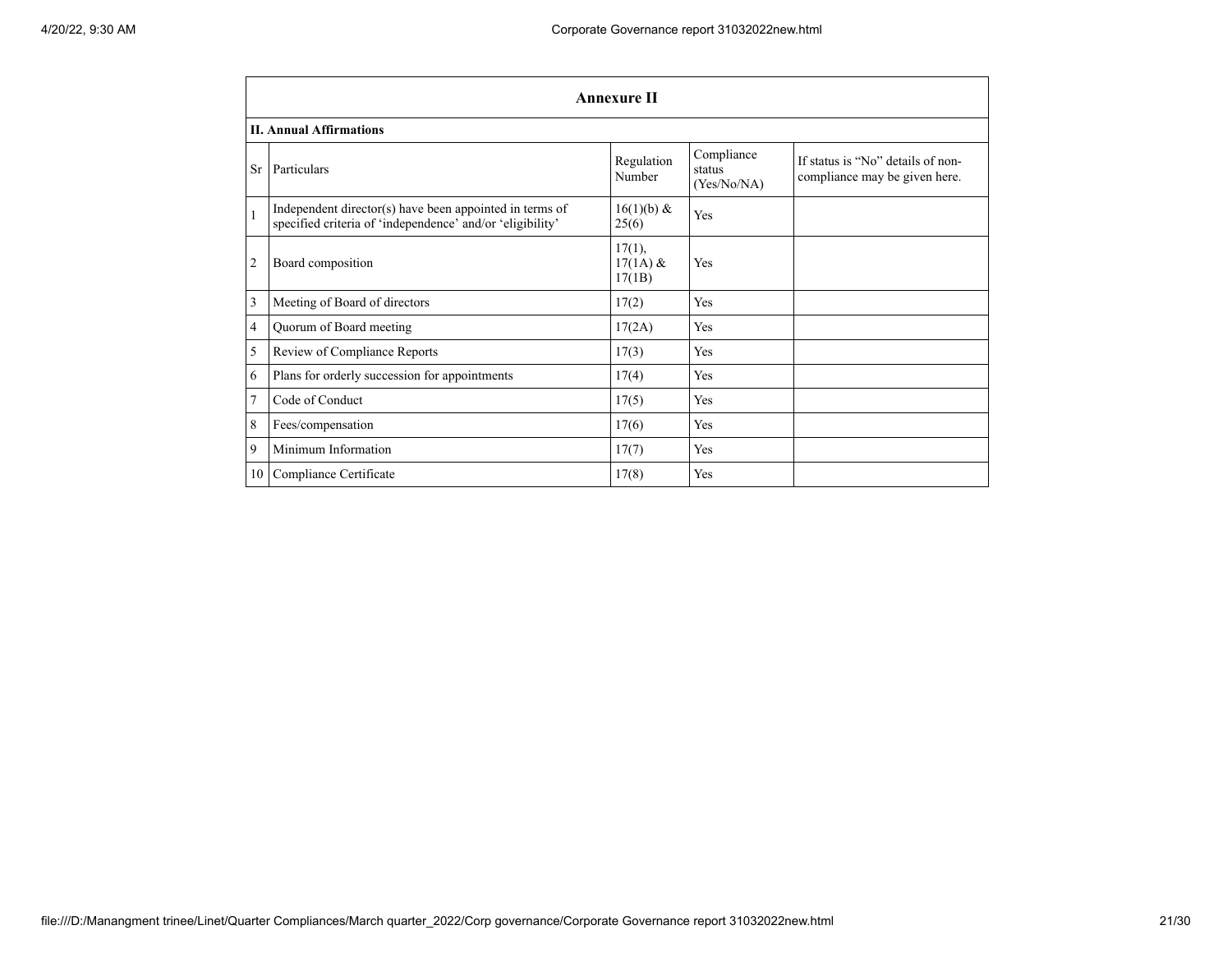## Annexure II

### II. Annual Affirmations

| Sr | Particulars | Regulation Number | Compliance status (Yes/No/NA) | If status is "No" details of non-compliance may be given here. |
|---|---|---|---|---|
| 1 | Independent director(s) have been appointed in terms of specified criteria of 'independence' and/or 'eligibility' | 16(1)(b) & 25(6) | Yes | |
| 2 | Board composition | 17(1), 17(1A) & 17(1B) | Yes | |
| 3 | Meeting of Board of directors | 17(2) | Yes | |
| 4 | Quorum of Board meeting | 17(2A) | Yes | |
| 5 | Review of Compliance Reports | 17(3) | Yes | |
| 6 | Plans for orderly succession for appointments | 17(4) | Yes | |
| 7 | Code of Conduct | 17(5) | Yes | |
| 8 | Fees/compensation | 17(6) | Yes | |
| 9 | Minimum Information | 17(7) | Yes | |
| 10 | Compliance Certificate | 17(8) | Yes | |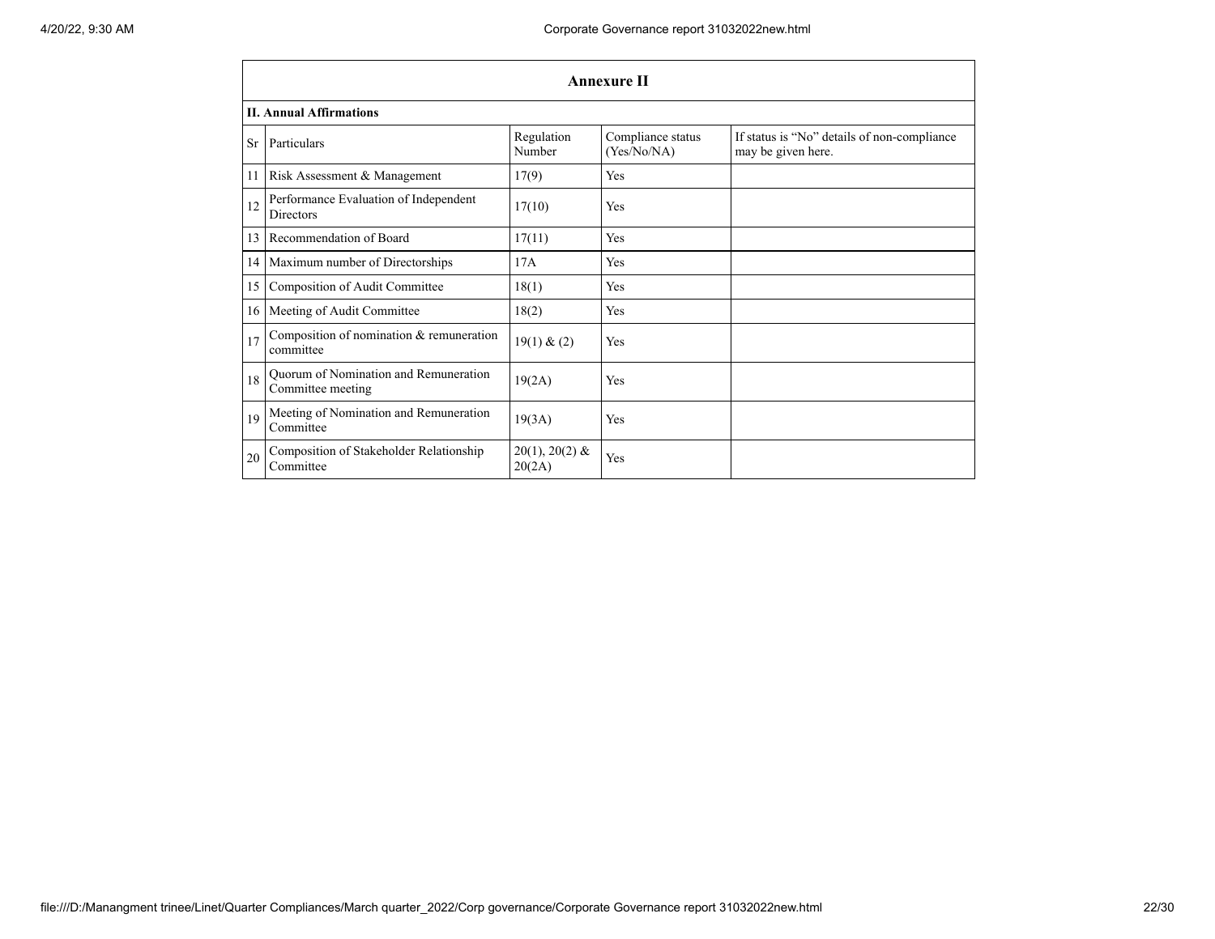## Annexure II

**II. Annual Affirmations**

| Sr | Particulars | Regulation Number | Compliance status (Yes/No/NA) | If status is "No" details of non-compliance may be given here. |
|---|---|---|---|---|
| 11 | Risk Assessment & Management | 17(9) | Yes | |
| 12 | Performance Evaluation of Independent Directors | 17(10) | Yes | |
| 13 | Recommendation of Board | 17(11) | Yes | |
| 14 | Maximum number of Directorships | 17A | Yes | |
| 15 | Composition of Audit Committee | 18(1) | Yes | |
| 16 | Meeting of Audit Committee | 18(2) | Yes | |
| 17 | Composition of nomination & remuneration committee | 19(1) & (2) | Yes | |
| 18 | Quorum of Nomination and Remuneration Committee meeting | 19(2A) | Yes | |
| 19 | Meeting of Nomination and Remuneration Committee | 19(3A) | Yes | |
| 20 | Composition of Stakeholder Relationship Committee | 20(1), 20(2) & 20(2A) | Yes | |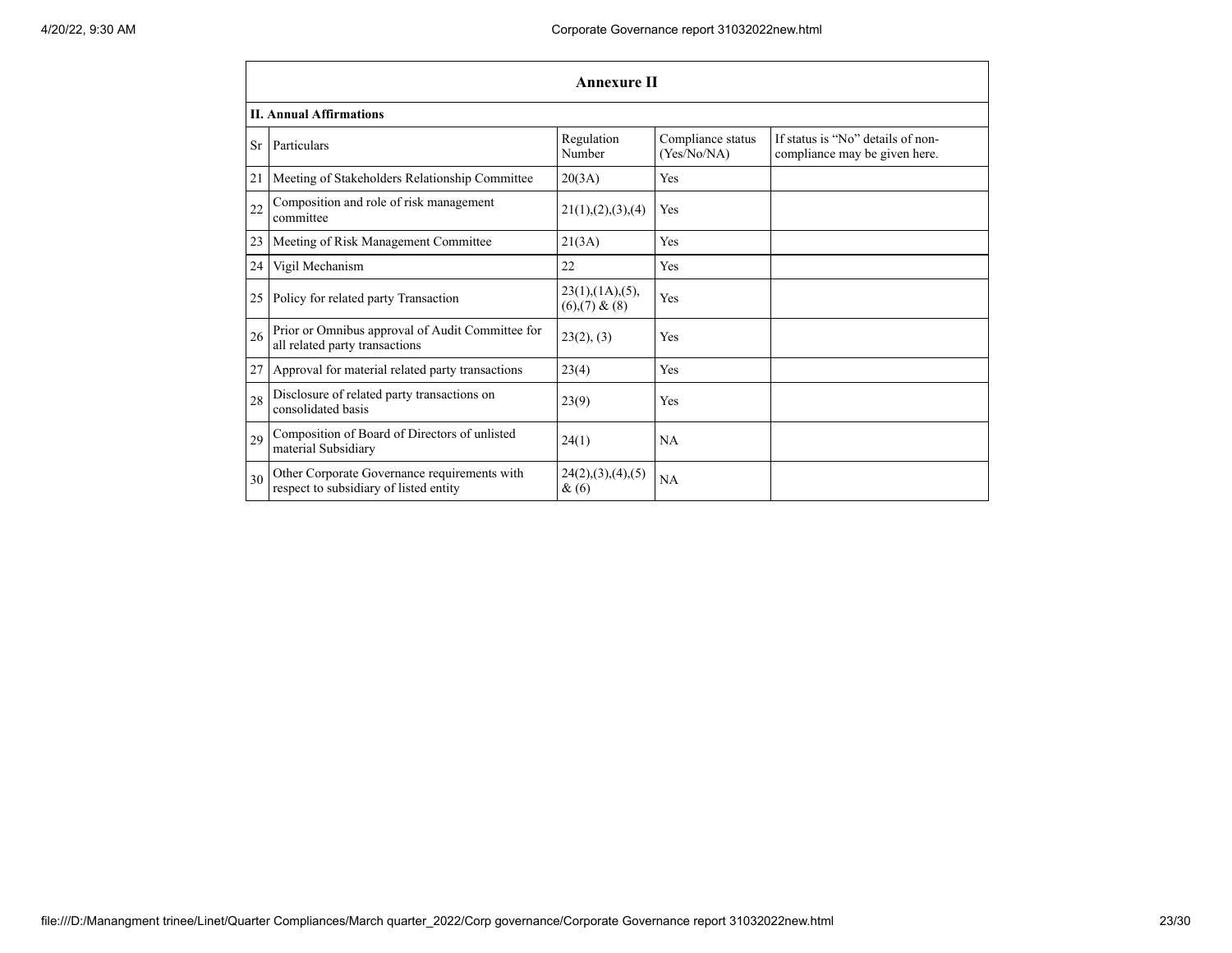## Annexure II

### II. Annual Affirmations

| Sr | Particulars | Regulation Number | Compliance status (Yes/No/NA) | If status is "No" details of non-compliance may be given here. |
|---|---|---|---|---|
| 21 | Meeting of Stakeholders Relationship Committee | 20(3A) | Yes | |
| 22 | Composition and role of risk management committee | 21(1),(2),(3),(4) | Yes | |
| 23 | Meeting of Risk Management Committee | 21(3A) | Yes | |
| 24 | Vigil Mechanism | 22 | Yes | |
| 25 | Policy for related party Transaction | 23(1),(1A),(5),(6),(7) & (8) | Yes | |
| 26 | Prior or Omnibus approval of Audit Committee for all related party transactions | 23(2), (3) | Yes | |
| 27 | Approval for material related party transactions | 23(4) | Yes | |
| 28 | Disclosure of related party transactions on consolidated basis | 23(9) | Yes | |
| 29 | Composition of Board of Directors of unlisted material Subsidiary | 24(1) | NA | |
| 30 | Other Corporate Governance requirements with respect to subsidiary of listed entity | 24(2),(3),(4),(5) & (6) | NA | |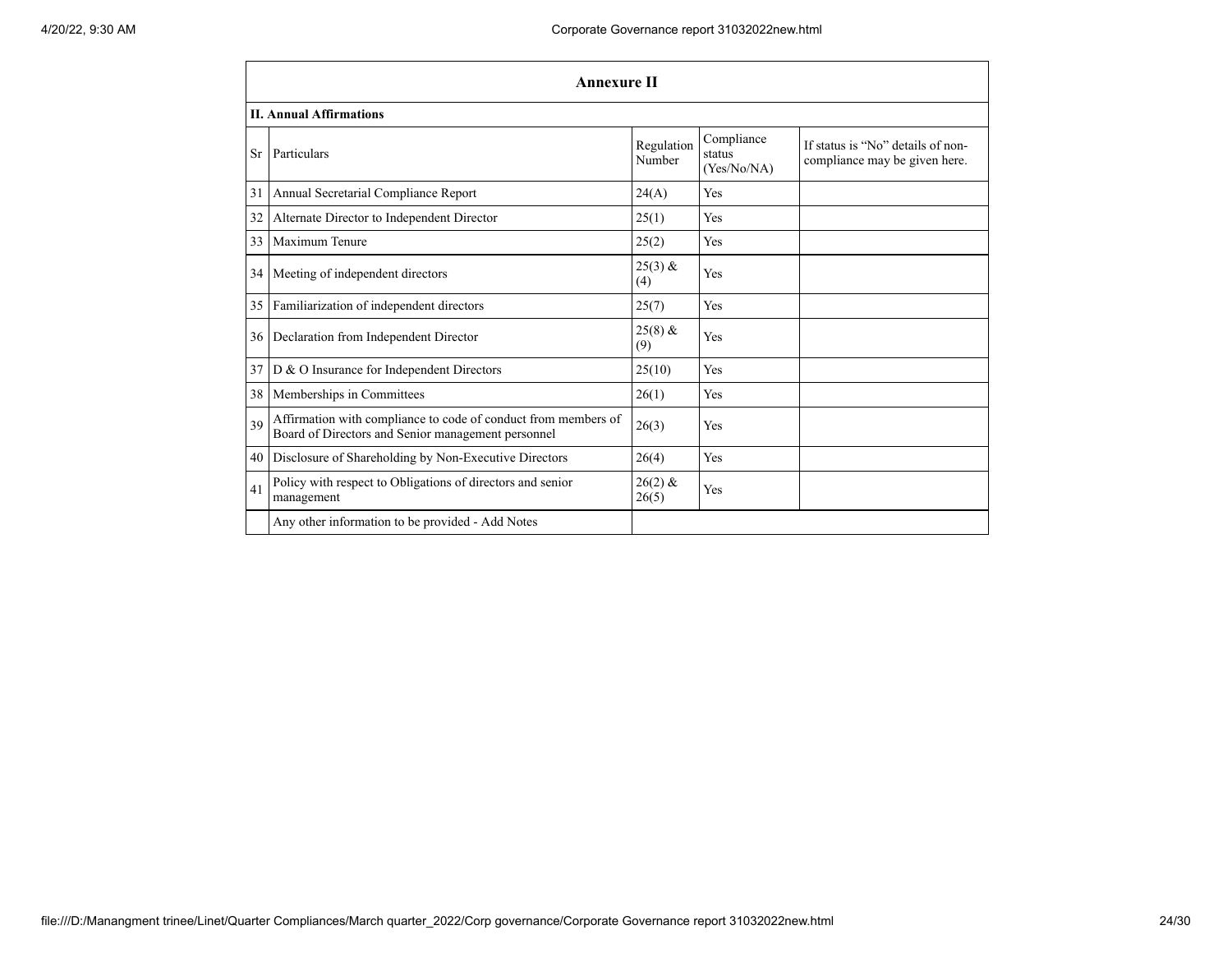## Annexure II

### II. Annual Affirmations

| Sr | Particulars | Regulation Number | Compliance status (Yes/No/NA) | If status is "No" details of non-compliance may be given here. |
|---|---|---|---|---|
| 31 | Annual Secretarial Compliance Report | 24(A) | Yes | |
| 32 | Alternate Director to Independent Director | 25(1) | Yes | |
| 33 | Maximum Tenure | 25(2) | Yes | |
| 34 | Meeting of independent directors | 25(3) & (4) | Yes | |
| 35 | Familiarization of independent directors | 25(7) | Yes | |
| 36 | Declaration from Independent Director | 25(8) & (9) | Yes | |
| 37 | D & O Insurance for Independent Directors | 25(10) | Yes | |
| 38 | Memberships in Committees | 26(1) | Yes | |
| 39 | Affirmation with compliance to code of conduct from members of Board of Directors and Senior management personnel | 26(3) | Yes | |
| 40 | Disclosure of Shareholding by Non-Executive Directors | 26(4) | Yes | |
| 41 | Policy with respect to Obligations of directors and senior management | 26(2) & 26(5) | Yes | |
| | Any other information to be provided - Add Notes | | | |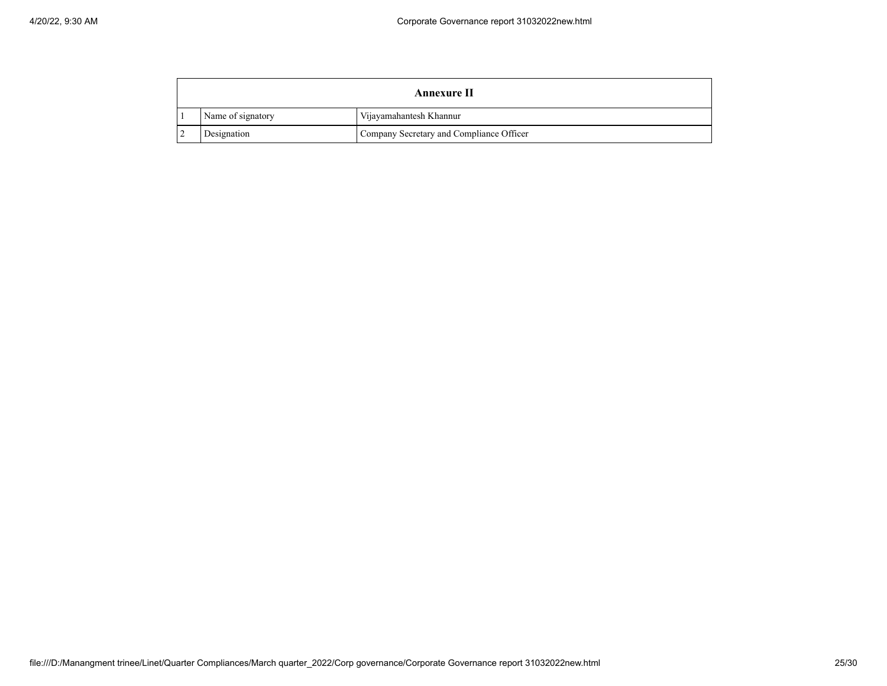| Annexure II | | |
|---|---|---|
| 1 | Name of signatory | Vijayamahantesh Khannur |
| 2 | Designation | Company Secretary and Compliance Officer |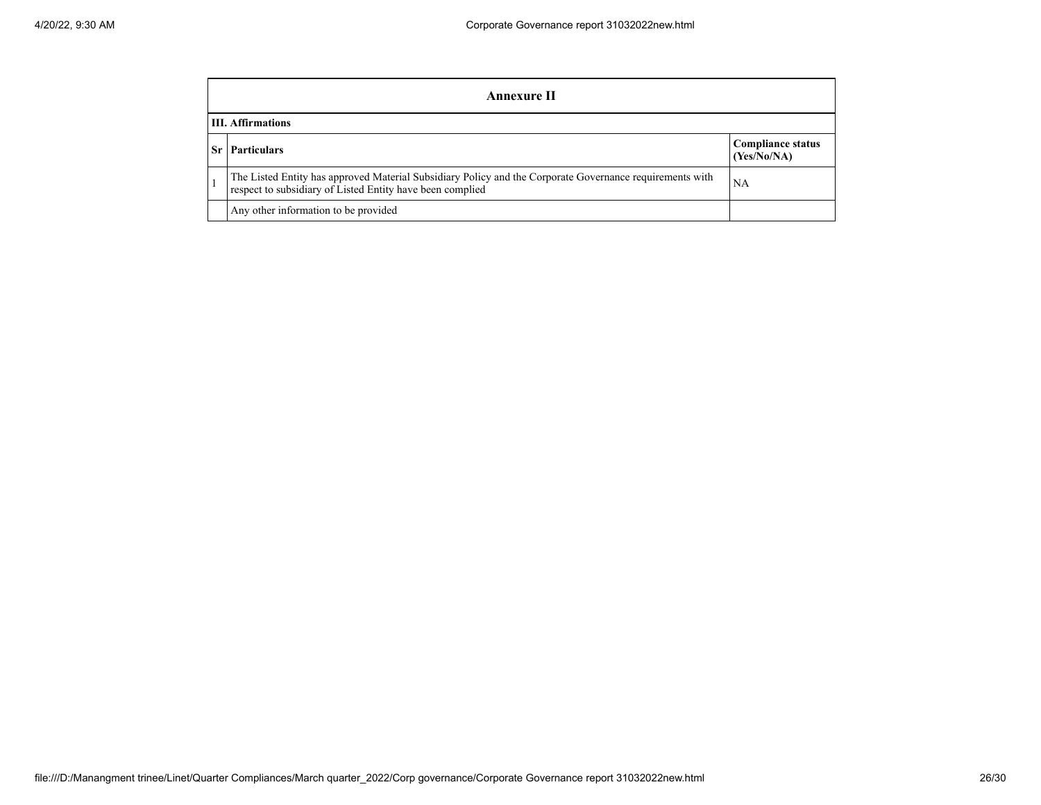| Annexure II | | |
|---|---|---|
| **III. Affirmations** | | |
| **Sr** | **Particulars** | **Compliance status (Yes/No/NA)** |
| 1 | The Listed Entity has approved Material Subsidiary Policy and the Corporate Governance requirements with respect to subsidiary of Listed Entity have been complied | NA |
| | Any other information to be provided | |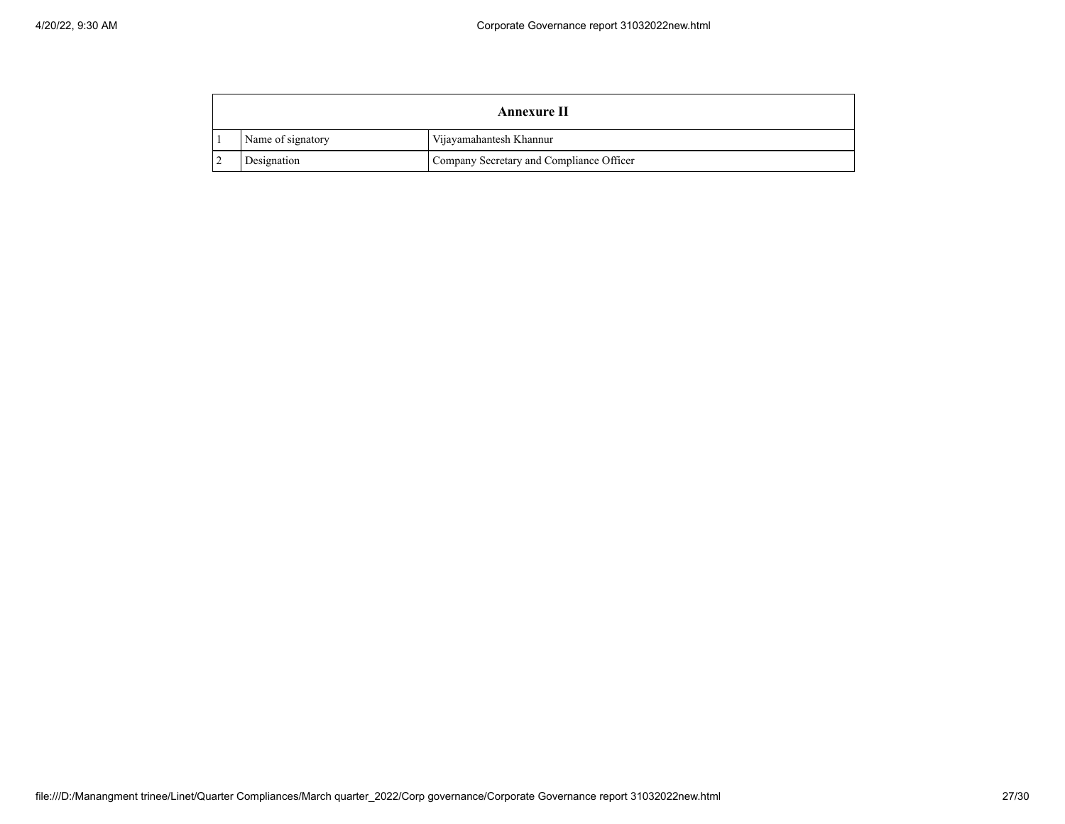| Annexure II | | |
|---|---|---|
| 1 | Name of signatory | Vijayamahantesh Khannur |
| 2 | Designation | Company Secretary and Compliance Officer |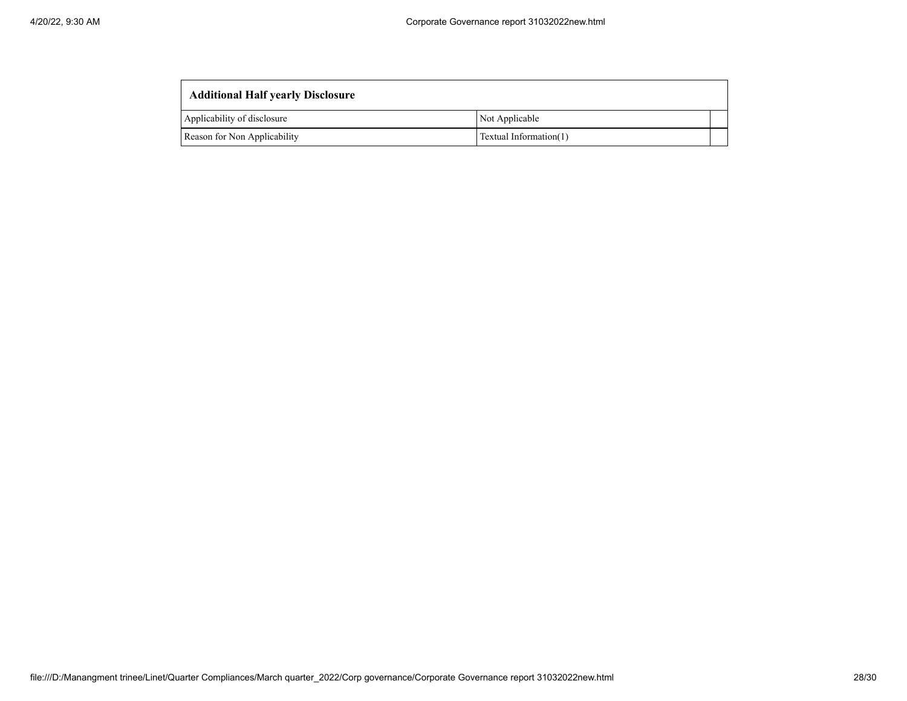| Additional Half yearly Disclosure | | |
|---|---|---|
| Applicability of disclosure | Not Applicable | |
| Reason for Non Applicability | Textual Information(1) | |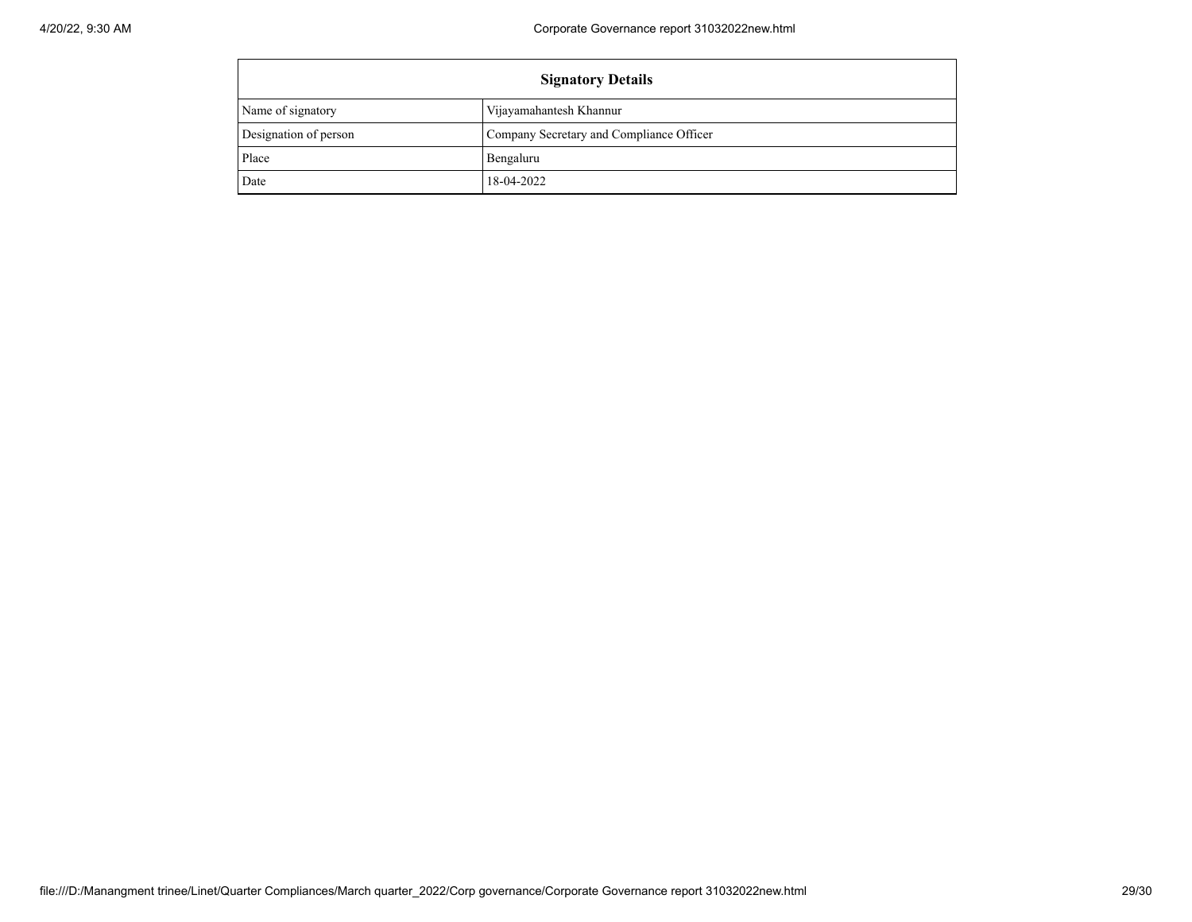| Signatory Details | |
|---|---|
| Name of signatory | Vijayamahantesh Khannur |
| Designation of person | Company Secretary and Compliance Officer |
| Place | Bengaluru |
| Date | 18-04-2022 |